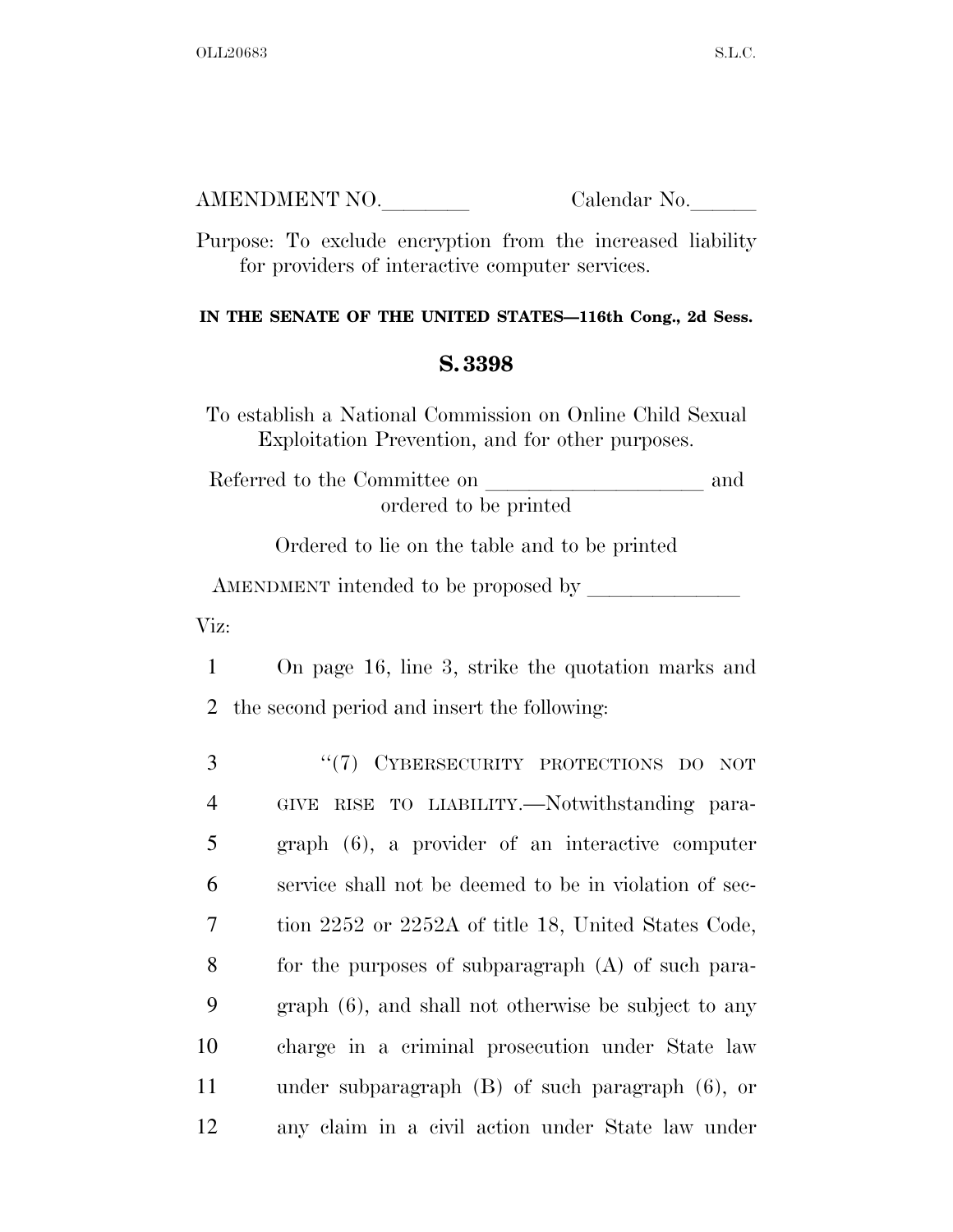AMENDMENT NO.________ Calendar No.______

Purpose: To exclude encryption from the increased liability for providers of interactive computer services.

**IN THE SENATE OF THE UNITED STATES—116th Cong., 2d Sess.**

## S. 3398

To establish a National Commission on Online Child Sexual Exploitation Prevention, and for other purposes.

Referred to the Committee on ____________________ and ordered to be printed

Ordered to lie on the table and to be printed

AMENDMENT intended to be proposed by ______________

Viz:

1 On page 16, line 3, strike the quotation marks and
2 the second period and insert the following:

3 "(7) CYBERSECURITY PROTECTIONS DO NOT
4 GIVE RISE TO LIABILITY.—Notwithstanding para-
5 graph (6), a provider of an interactive computer
6 service shall not be deemed to be in violation of sec-
7 tion 2252 or 2252A of title 18, United States Code,
8 for the purposes of subparagraph (A) of such para-
9 graph (6), and shall not otherwise be subject to any
10 charge in a criminal prosecution under State law
11 under subparagraph (B) of such paragraph (6), or
12 any claim in a civil action under State law under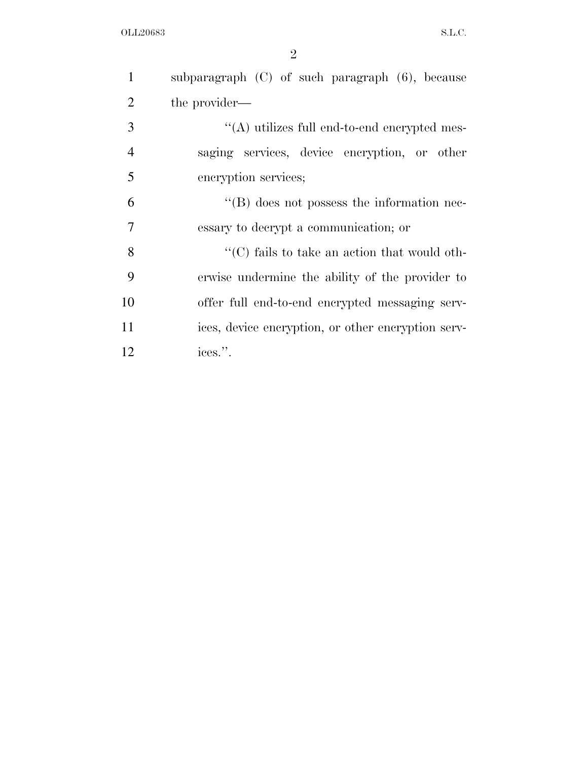subparagraph (C) of such paragraph (6), because the provider—

"(A) utilizes full end-to-end encrypted messaging services, device encryption, or other encryption services;

"(B) does not possess the information necessary to decrypt a communication; or

"(C) fails to take an action that would otherwise undermine the ability of the provider to offer full end-to-end encrypted messaging services, device encryption, or other encryption services.".